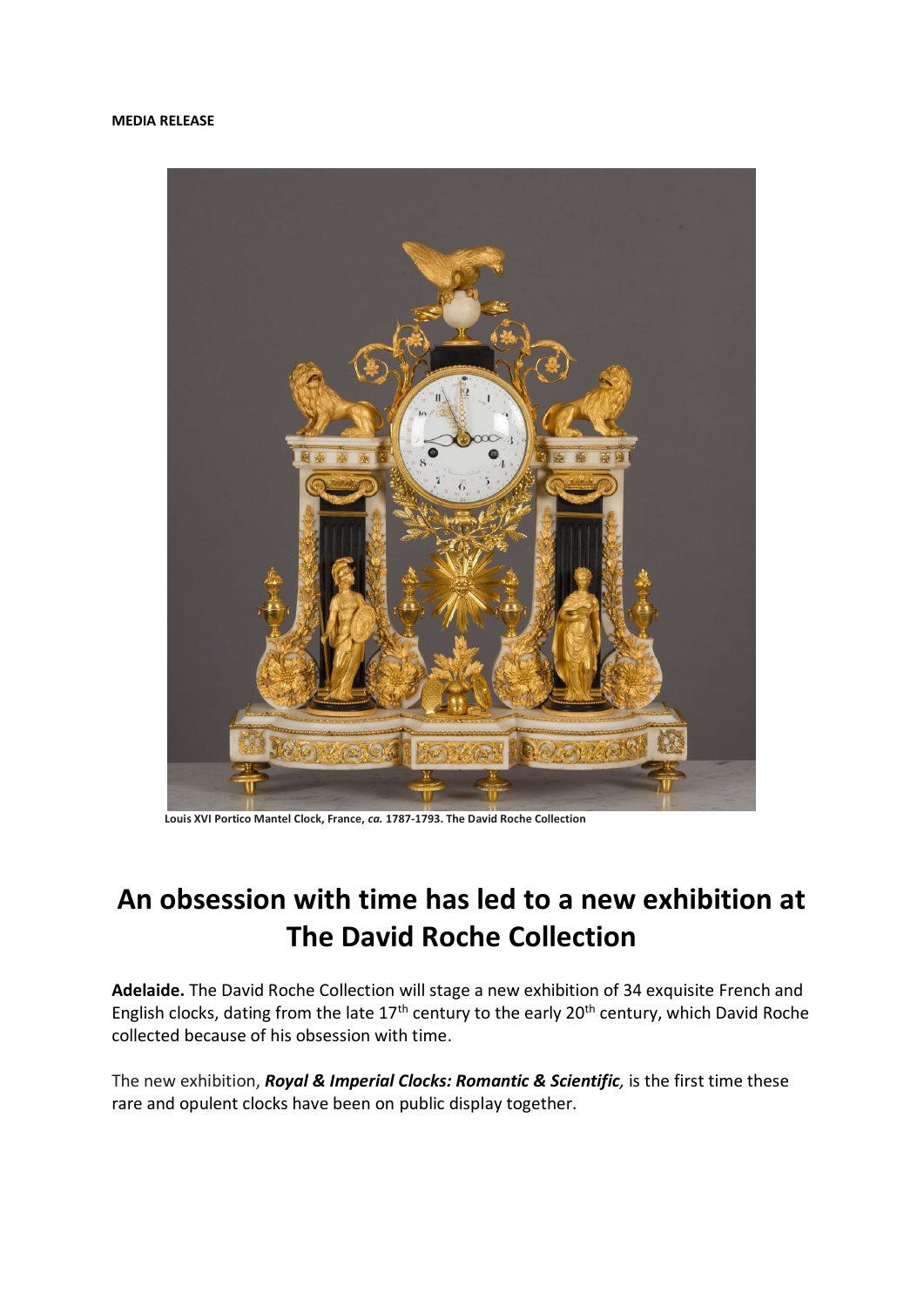**MEDIA RELEASE**

**Louis XVI Portico Mantel Clock, France, *ca.* 1787-1793. The David Roche Collection**

# An obsession with time has led to a new exhibition at The David Roche Collection

**Adelaide.** The David Roche Collection will stage a new exhibition of 34 exquisite French and English clocks, dating from the late 17th century to the early 20th century, which David Roche collected because of his obsession with time.

The new exhibition, ***Royal & Imperial Clocks: Romantic & Scientific,*** is the first time these rare and opulent clocks have been on public display together.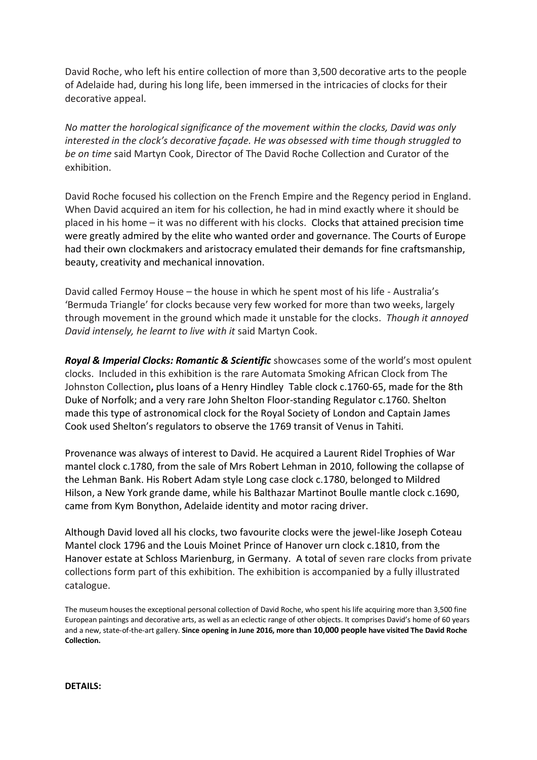David Roche, who left his entire collection of more than 3,500 decorative arts to the people of Adelaide had, during his long life, been immersed in the intricacies of clocks for their decorative appeal.

*No matter the horological significance of the movement within the clocks, David was only interested in the clock's decorative façade. He was obsessed with time though struggled to be on time* said Martyn Cook, Director of The David Roche Collection and Curator of the exhibition.

David Roche focused his collection on the French Empire and the Regency period in England. When David acquired an item for his collection, he had in mind exactly where it should be placed in his home – it was no different with his clocks. Clocks that attained precision time were greatly admired by the elite who wanted order and governance. The Courts of Europe had their own clockmakers and aristocracy emulated their demands for fine craftsmanship, beauty, creativity and mechanical innovation.

David called Fermoy House – the house in which he spent most of his life - Australia's 'Bermuda Triangle' for clocks because very few worked for more than two weeks, largely through movement in the ground which made it unstable for the clocks. *Though it annoyed David intensely, he learnt to live with it* said Martyn Cook.

***Royal & Imperial Clocks: Romantic & Scientific*** showcases some of the world's most opulent clocks. Included in this exhibition is the rare Automata Smoking African Clock from The Johnston Collection**,** plus loans of a Henry Hindley Table clock c.1760-65, made for the 8th Duke of Norfolk; and a very rare John Shelton Floor-standing Regulator c.1760. Shelton made this type of astronomical clock for the Royal Society of London and Captain James Cook used Shelton's regulators to observe the 1769 transit of Venus in Tahiti.

Provenance was always of interest to David. He acquired a Laurent Ridel Trophies of War mantel clock c.1780, from the sale of Mrs Robert Lehman in 2010, following the collapse of the Lehman Bank. His Robert Adam style Long case clock c.1780, belonged to Mildred Hilson, a New York grande dame, while his Balthazar Martinot Boulle mantle clock c.1690, came from Kym Bonython, Adelaide identity and motor racing driver.

Although David loved all his clocks, two favourite clocks were the jewel-like Joseph Coteau Mantel clock 1796 and the Louis Moinet Prince of Hanover urn clock c.1810, from the Hanover estate at Schloss Marienburg, in Germany. A total of seven rare clocks from private collections form part of this exhibition. The exhibition is accompanied by a fully illustrated catalogue.

The museum houses the exceptional personal collection of David Roche, who spent his life acquiring more than 3,500 fine European paintings and decorative arts, as well as an eclectic range of other objects. It comprises David's home of 60 years and a new, state-of-the-art gallery. **Since opening in June 2016, more than 10,000 people have visited The David Roche Collection.**

**DETAILS:**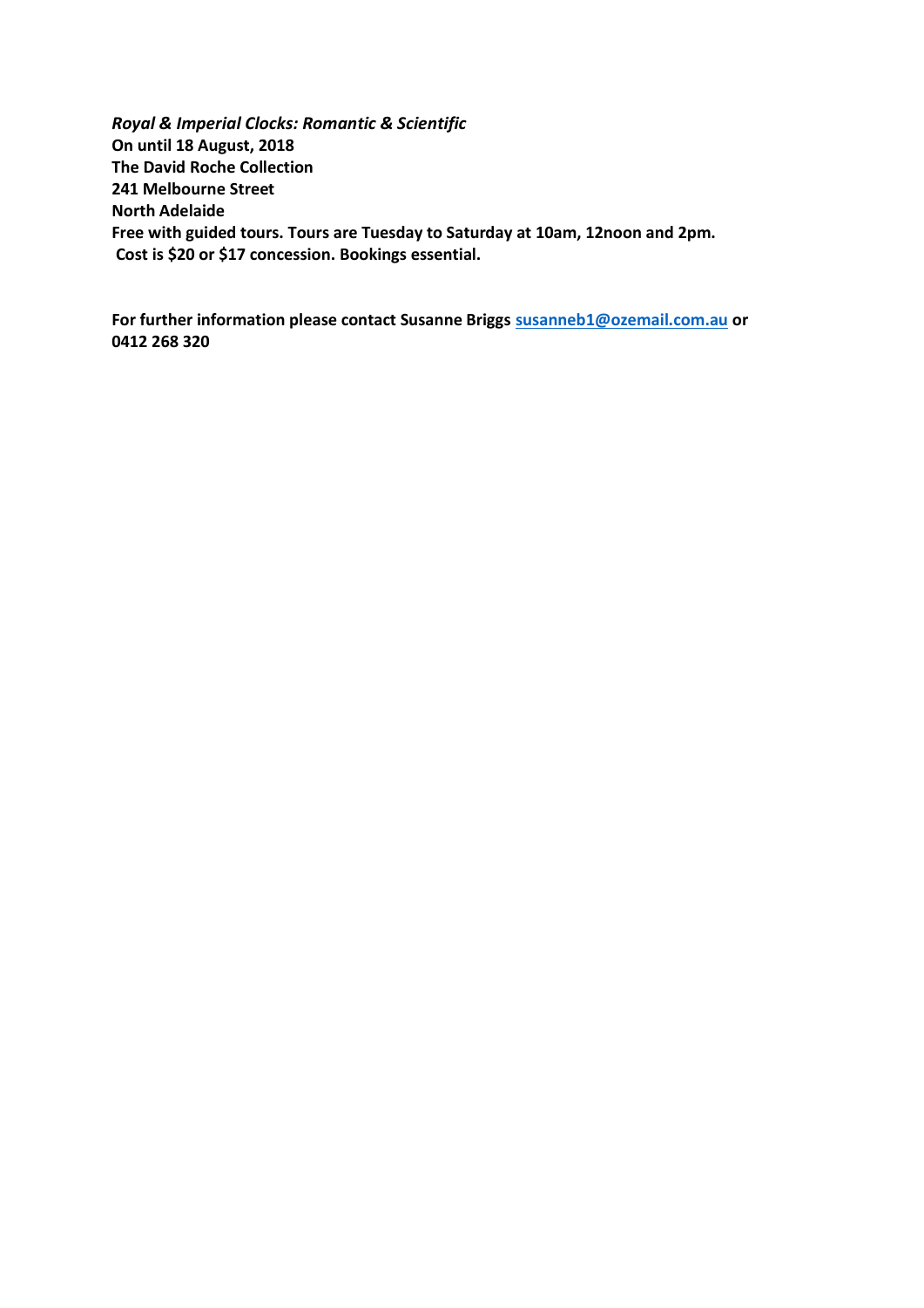***Royal & Imperial Clocks: Romantic & Scientific***
**On until 18 August, 2018**
**The David Roche Collection**
**241 Melbourne Street**
**North Adelaide**
**Free with guided tours. Tours are Tuesday to Saturday at 10am, 12noon and 2pm.**
**Cost is $20 or $17 concession. Bookings essential.**

**For further information please contact Susanne Briggs susanneb1@ozemail.com.au or 0412 268 320**